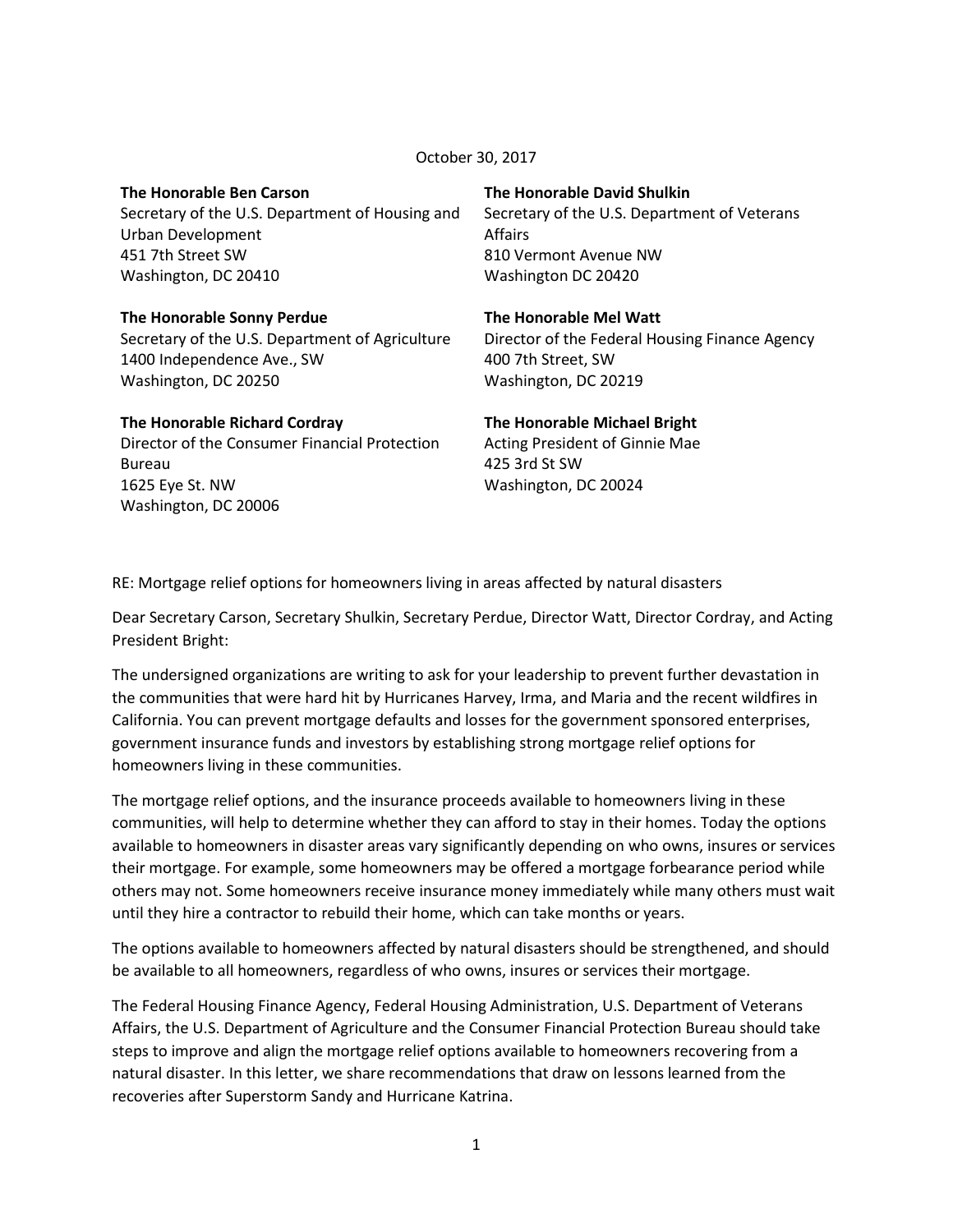October 30, 2017

**The Honorable Ben Carson**
Secretary of the U.S. Department of Housing and Urban Development
451 7th Street SW
Washington, DC 20410

**The Honorable David Shulkin**
Secretary of the U.S. Department of Veterans Affairs
810 Vermont Avenue NW
Washington DC 20420

**The Honorable Sonny Perdue**
Secretary of the U.S. Department of Agriculture
1400 Independence Ave., SW
Washington, DC 20250

**The Honorable Mel Watt**
Director of the Federal Housing Finance Agency
400 7th Street, SW
Washington, DC 20219

**The Honorable Richard Cordray**
Director of the Consumer Financial Protection Bureau
1625 Eye St. NW
Washington, DC 20006

**The Honorable Michael Bright**
Acting President of Ginnie Mae
425 3rd St SW
Washington, DC 20024

RE: Mortgage relief options for homeowners living in areas affected by natural disasters

Dear Secretary Carson, Secretary Shulkin, Secretary Perdue, Director Watt, Director Cordray, and Acting President Bright:

The undersigned organizations are writing to ask for your leadership to prevent further devastation in the communities that were hard hit by Hurricanes Harvey, Irma, and Maria and the recent wildfires in California. You can prevent mortgage defaults and losses for the government sponsored enterprises, government insurance funds and investors by establishing strong mortgage relief options for homeowners living in these communities.

The mortgage relief options, and the insurance proceeds available to homeowners living in these communities, will help to determine whether they can afford to stay in their homes. Today the options available to homeowners in disaster areas vary significantly depending on who owns, insures or services their mortgage. For example, some homeowners may be offered a mortgage forbearance period while others may not. Some homeowners receive insurance money immediately while many others must wait until they hire a contractor to rebuild their home, which can take months or years.

The options available to homeowners affected by natural disasters should be strengthened, and should be available to all homeowners, regardless of who owns, insures or services their mortgage.

The Federal Housing Finance Agency, Federal Housing Administration, U.S. Department of Veterans Affairs, the U.S. Department of Agriculture and the Consumer Financial Protection Bureau should take steps to improve and align the mortgage relief options available to homeowners recovering from a natural disaster. In this letter, we share recommendations that draw on lessons learned from the recoveries after Superstorm Sandy and Hurricane Katrina.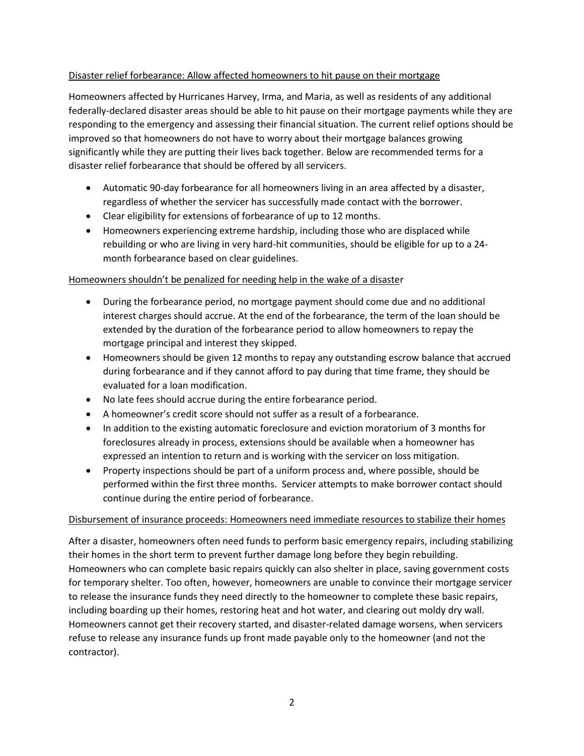## Disaster relief forbearance: Allow affected homeowners to hit pause on their mortgage

Homeowners affected by Hurricanes Harvey, Irma, and Maria, as well as residents of any additional federally-declared disaster areas should be able to hit pause on their mortgage payments while they are responding to the emergency and assessing their financial situation. The current relief options should be improved so that homeowners do not have to worry about their mortgage balances growing significantly while they are putting their lives back together. Below are recommended terms for a disaster relief forbearance that should be offered by all servicers.

- Automatic 90-day forbearance for all homeowners living in an area affected by a disaster, regardless of whether the servicer has successfully made contact with the borrower.
- Clear eligibility for extensions of forbearance of up to 12 months.
- Homeowners experiencing extreme hardship, including those who are displaced while rebuilding or who are living in very hard-hit communities, should be eligible for up to a 24-month forbearance based on clear guidelines.

## Homeowners shouldn't be penalized for needing help in the wake of a disaster

- During the forbearance period, no mortgage payment should come due and no additional interest charges should accrue. At the end of the forbearance, the term of the loan should be extended by the duration of the forbearance period to allow homeowners to repay the mortgage principal and interest they skipped.
- Homeowners should be given 12 months to repay any outstanding escrow balance that accrued during forbearance and if they cannot afford to pay during that time frame, they should be evaluated for a loan modification.
- No late fees should accrue during the entire forbearance period.
- A homeowner's credit score should not suffer as a result of a forbearance.
- In addition to the existing automatic foreclosure and eviction moratorium of 3 months for foreclosures already in process, extensions should be available when a homeowner has expressed an intention to return and is working with the servicer on loss mitigation.
- Property inspections should be part of a uniform process and, where possible, should be performed within the first three months. Servicer attempts to make borrower contact should continue during the entire period of forbearance.

## Disbursement of insurance proceeds: Homeowners need immediate resources to stabilize their homes

After a disaster, homeowners often need funds to perform basic emergency repairs, including stabilizing their homes in the short term to prevent further damage long before they begin rebuilding. Homeowners who can complete basic repairs quickly can also shelter in place, saving government costs for temporary shelter. Too often, however, homeowners are unable to convince their mortgage servicer to release the insurance funds they need directly to the homeowner to complete these basic repairs, including boarding up their homes, restoring heat and hot water, and clearing out moldy dry wall. Homeowners cannot get their recovery started, and disaster-related damage worsens, when servicers refuse to release any insurance funds up front made payable only to the homeowner (and not the contractor).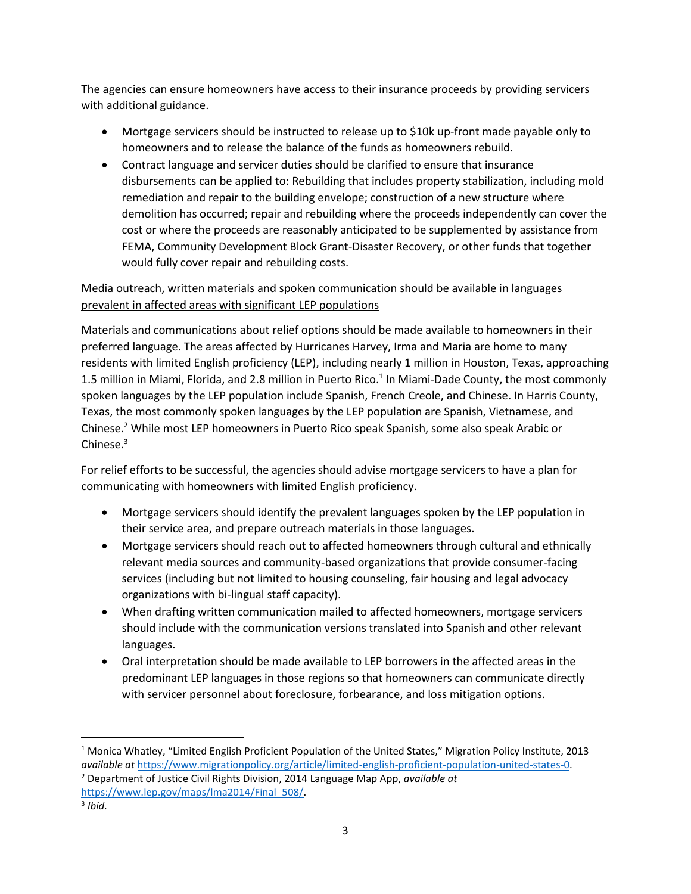The agencies can ensure homeowners have access to their insurance proceeds by providing servicers with additional guidance.

- Mortgage servicers should be instructed to release up to $10k up-front made payable only to homeowners and to release the balance of the funds as homeowners rebuild.
- Contract language and servicer duties should be clarified to ensure that insurance disbursements can be applied to: Rebuilding that includes property stabilization, including mold remediation and repair to the building envelope; construction of a new structure where demolition has occurred; repair and rebuilding where the proceeds independently can cover the cost or where the proceeds are reasonably anticipated to be supplemented by assistance from FEMA, Community Development Block Grant-Disaster Recovery, or other funds that together would fully cover repair and rebuilding costs.

<u>Media outreach, written materials and spoken communication should be available in languages prevalent in affected areas with significant LEP populations</u>

Materials and communications about relief options should be made available to homeowners in their preferred language. The areas affected by Hurricanes Harvey, Irma and Maria are home to many residents with limited English proficiency (LEP), including nearly 1 million in Houston, Texas, approaching 1.5 million in Miami, Florida, and 2.8 million in Puerto Rico.[1] In Miami-Dade County, the most commonly spoken languages by the LEP population include Spanish, French Creole, and Chinese. In Harris County, Texas, the most commonly spoken languages by the LEP population are Spanish, Vietnamese, and Chinese.[2] While most LEP homeowners in Puerto Rico speak Spanish, some also speak Arabic or Chinese.[3]

For relief efforts to be successful, the agencies should advise mortgage servicers to have a plan for communicating with homeowners with limited English proficiency.

- Mortgage servicers should identify the prevalent languages spoken by the LEP population in their service area, and prepare outreach materials in those languages.
- Mortgage servicers should reach out to affected homeowners through cultural and ethnically relevant media sources and community-based organizations that provide consumer-facing services (including but not limited to housing counseling, fair housing and legal advocacy organizations with bi-lingual staff capacity).
- When drafting written communication mailed to affected homeowners, mortgage servicers should include with the communication versions translated into Spanish and other relevant languages.
- Oral interpretation should be made available to LEP borrowers in the affected areas in the predominant LEP languages in those regions so that homeowners can communicate directly with servicer personnel about foreclosure, forbearance, and loss mitigation options.

---

[1] Monica Whatley, "Limited English Proficient Population of the United States," Migration Policy Institute, 2013 *available at* https://www.migrationpolicy.org/article/limited-english-proficient-population-united-states-0.

[2] Department of Justice Civil Rights Division, 2014 Language Map App, *available at* https://www.lep.gov/maps/lma2014/Final_508/.

[3] *Ibid.*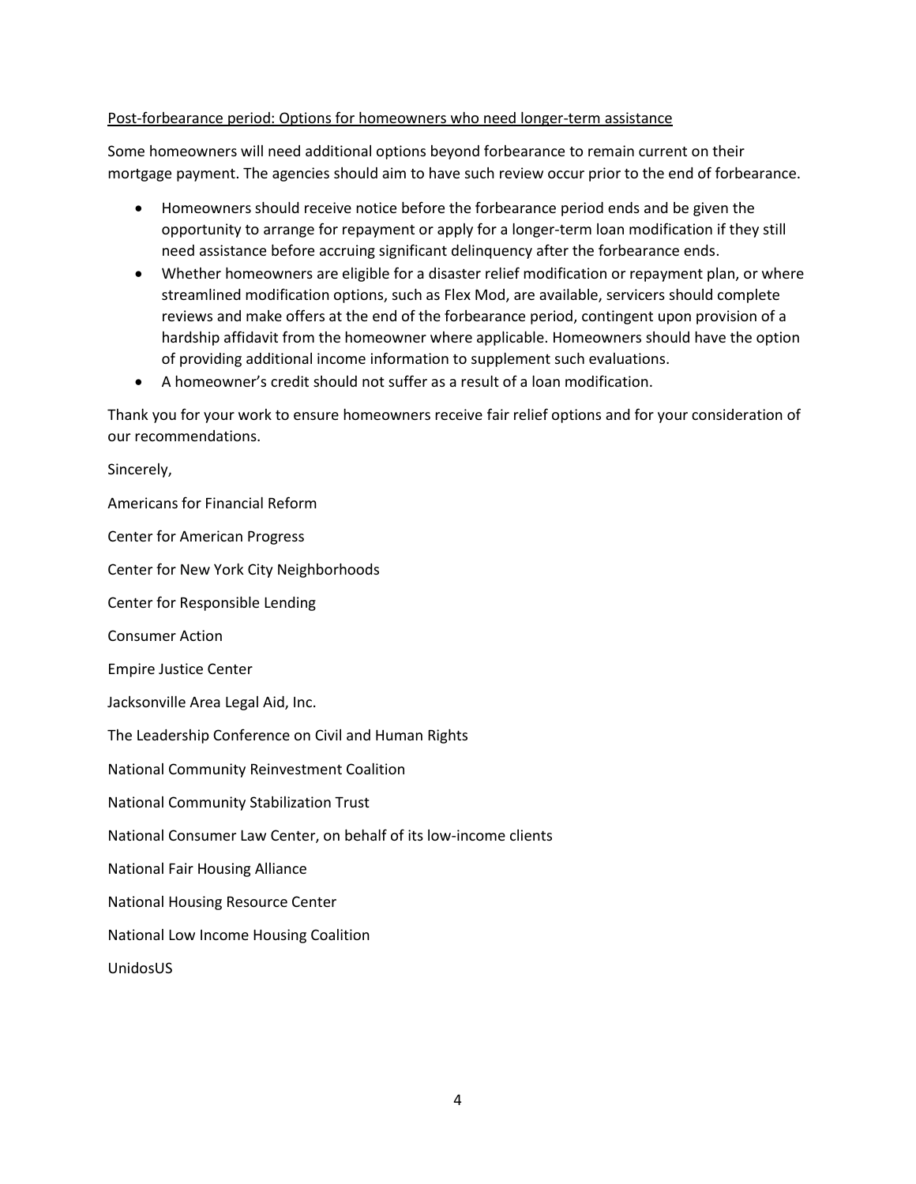Post-forbearance period: Options for homeowners who need longer-term assistance

Some homeowners will need additional options beyond forbearance to remain current on their mortgage payment. The agencies should aim to have such review occur prior to the end of forbearance.

- Homeowners should receive notice before the forbearance period ends and be given the opportunity to arrange for repayment or apply for a longer-term loan modification if they still need assistance before accruing significant delinquency after the forbearance ends.
- Whether homeowners are eligible for a disaster relief modification or repayment plan, or where streamlined modification options, such as Flex Mod, are available, servicers should complete reviews and make offers at the end of the forbearance period, contingent upon provision of a hardship affidavit from the homeowner where applicable. Homeowners should have the option of providing additional income information to supplement such evaluations.
- A homeowner's credit should not suffer as a result of a loan modification.

Thank you for your work to ensure homeowners receive fair relief options and for your consideration of our recommendations.

Sincerely,

Americans for Financial Reform

Center for American Progress

Center for New York City Neighborhoods

Center for Responsible Lending

Consumer Action

Empire Justice Center

Jacksonville Area Legal Aid, Inc.

The Leadership Conference on Civil and Human Rights

National Community Reinvestment Coalition

National Community Stabilization Trust

National Consumer Law Center, on behalf of its low-income clients

National Fair Housing Alliance

National Housing Resource Center

National Low Income Housing Coalition

UnidosUS